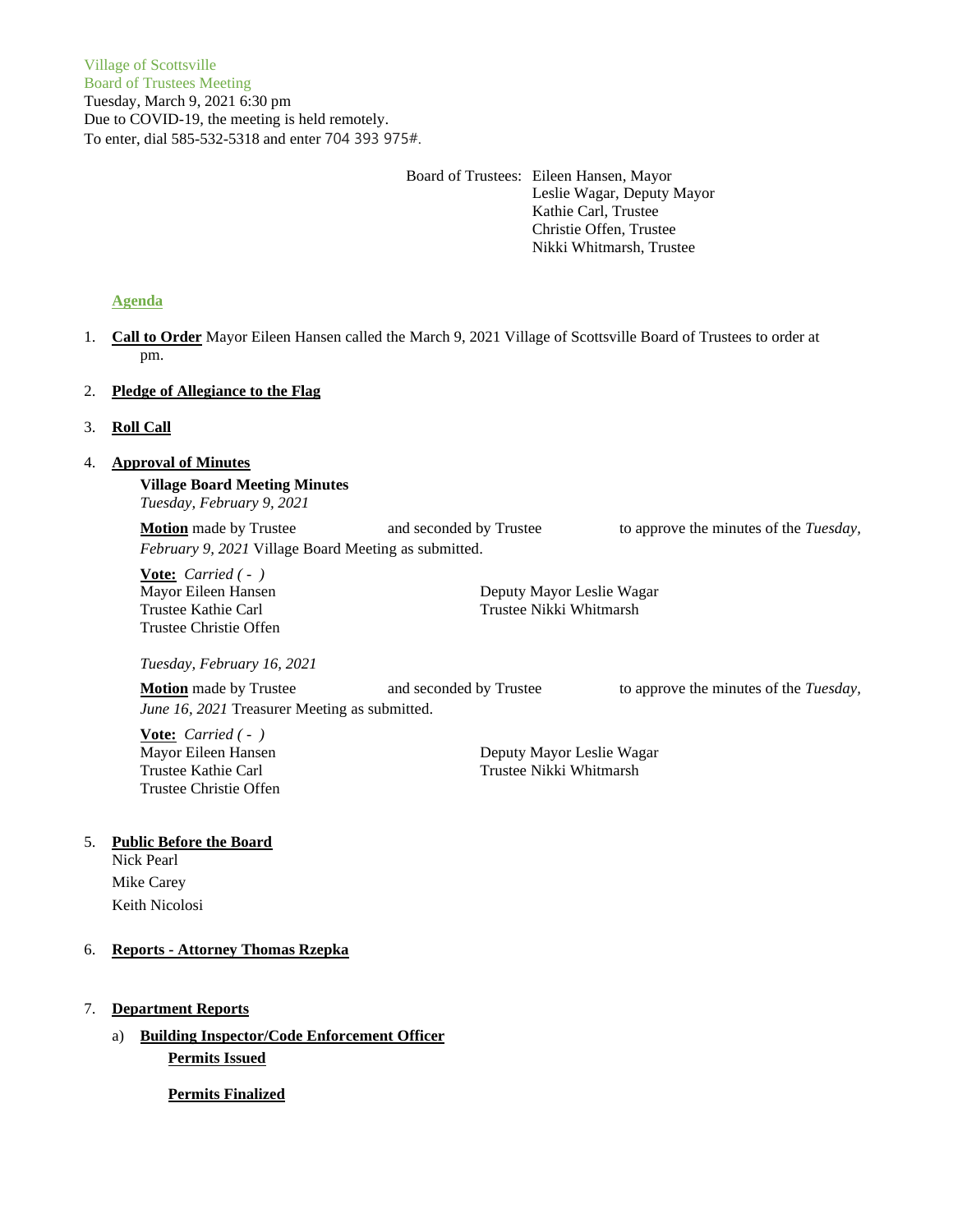Village of Scottsville
Board of Trustees Meeting
Tuesday, March 9, 2021 6:30 pm
Due to COVID-19, the meeting is held remotely.
To enter, dial 585-532-5318 and enter 704 393 975#.

Board of Trustees: Eileen Hansen, Mayor
Leslie Wagar, Deputy Mayor
Kathie Carl, Trustee
Christie Offen, Trustee
Nikki Whitmarsh, Trustee

## Agenda

1. **Call to Order** Mayor Eileen Hansen called the March 9, 2021 Village of Scottsville Board of Trustees to order at pm.

2. **Pledge of Allegiance to the Flag**

3. **Roll Call**

4. **Approval of Minutes**

   **Village Board Meeting Minutes**
   *Tuesday, February 9, 2021*

   **Motion** made by Trustee and seconded by Trustee to approve the minutes of the *Tuesday, February 9, 2021* Village Board Meeting as submitted.

   **Vote:** *Carried ( - )*
   Mayor Eileen Hansen
   Trustee Kathie Carl
   Trustee Christie Offen
   Deputy Mayor Leslie Wagar
   Trustee Nikki Whitmarsh

   *Tuesday, February 16, 2021*

   **Motion** made by Trustee and seconded by Trustee to approve the minutes of the *Tuesday, June 16, 2021* Treasurer Meeting as submitted.

   **Vote:** *Carried ( - )*
   Mayor Eileen Hansen
   Trustee Kathie Carl
   Trustee Christie Offen
   Deputy Mayor Leslie Wagar
   Trustee Nikki Whitmarsh

5. **Public Before the Board**
   Nick Pearl
   Mike Carey
   Keith Nicolosi

6. **Reports - Attorney Thomas Rzepka**

7. **Department Reports**

   a) **Building Inspector/Code Enforcement Officer**

      **Permits Issued**

      **Permits Finalized**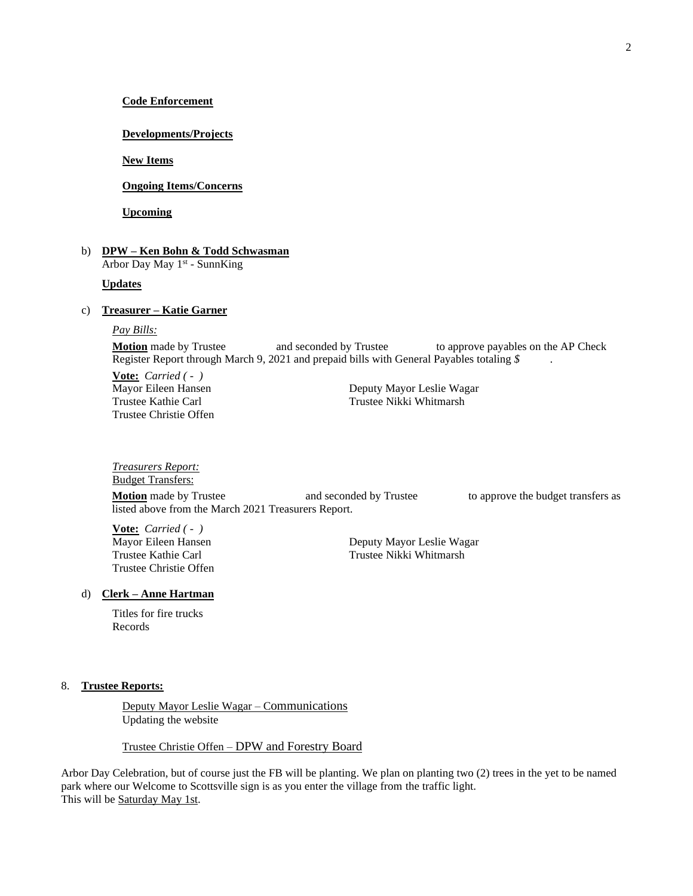**Code Enforcement**

**Developments/Projects**

**New Items**

**Ongoing Items/Concerns**

**Upcoming**

b) **DPW – Ken Bohn & Todd Schwasman**
Arbor Day May 1st - SunnKing

**Updates**

c) **Treasurer – Katie Garner**

*Pay Bills:*

**Motion** made by Trustee and seconded by Trustee to approve payables on the AP Check Register Report through March 9, 2021 and prepaid bills with General Payables totaling *$* .

**Vote:** *Carried ( - )*
Mayor Eileen Hansen
Deputy Mayor Leslie Wagar
Trustee Kathie Carl
Trustee Nikki Whitmarsh
Trustee Christie Offen

*Treasurers Report:*
Budget Transfers:

**Motion** made by Trustee and seconded by Trustee to approve the budget transfers as listed above from the March 2021 Treasurers Report.

**Vote:** *Carried ( - )*
Mayor Eileen Hansen
Deputy Mayor Leslie Wagar
Trustee Kathie Carl
Trustee Nikki Whitmarsh
Trustee Christie Offen

d) **Clerk – Anne Hartman**

Titles for fire trucks
Records

8. **Trustee Reports:**

Deputy Mayor Leslie Wagar – Communications
Updating the website

Trustee Christie Offen – DPW and Forestry Board

Arbor Day Celebration, but of course just the FB will be planting. We plan on planting two (2) trees in the yet to be named park where our Welcome to Scottsville sign is as you enter the village from the traffic light.
This will be Saturday May 1st.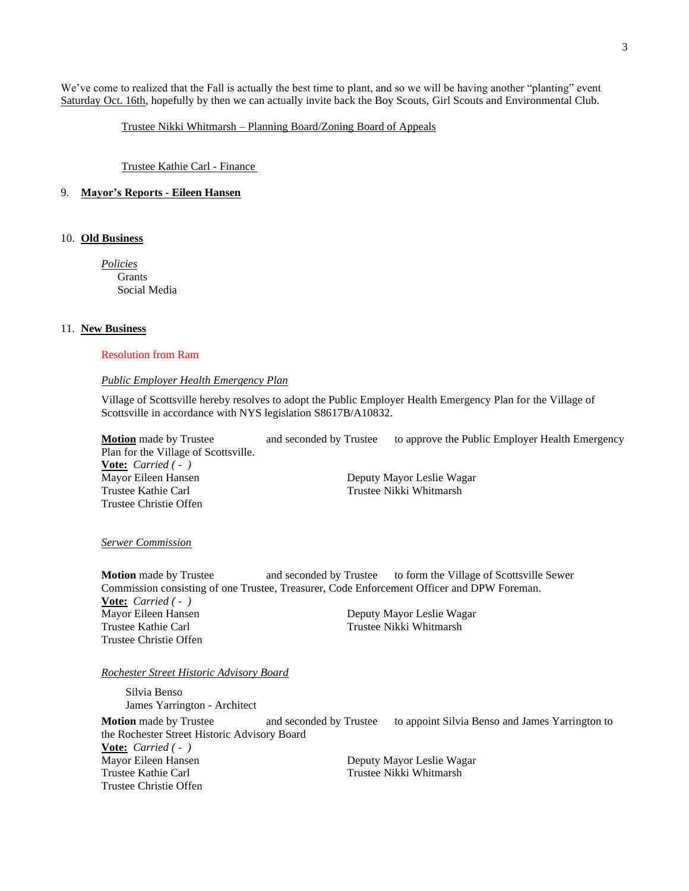We've come to realized that the Fall is actually the best time to plant, and so we will be having another "planting" event Saturday Oct. 16th, hopefully by then we can actually invite back the Boy Scouts, Girl Scouts and Environmental Club.

Trustee Nikki Whitmarsh – Planning Board/Zoning Board of Appeals

Trustee Kathie Carl - Finance

9. **Mayor's Reports - Eileen Hansen**

10. **Old Business**

*Policies*
Grants
Social Media

11. **New Business**

Resolution from Ram

*Public Employer Health Emergency Plan*

Village of Scottsville hereby resolves to adopt the Public Employer Health Emergency Plan for the Village of Scottsville in accordance with NYS legislation S8617B/A10832.

**Motion** made by Trustee and seconded by Trustee to approve the Public Employer Health Emergency Plan for the Village of Scottsville.
**Vote:** *Carried ( - )*
Mayor Eileen Hansen
Deputy Mayor Leslie Wagar
Trustee Kathie Carl
Trustee Nikki Whitmarsh
Trustee Christie Offen

*Serwer Commission*

**Motion** made by Trustee and seconded by Trustee to form the Village of Scottsville Sewer Commission consisting of one Trustee, Treasurer, Code Enforcement Officer and DPW Foreman.
**Vote:** *Carried ( - )*
Mayor Eileen Hansen
Deputy Mayor Leslie Wagar
Trustee Kathie Carl
Trustee Nikki Whitmarsh
Trustee Christie Offen

*Rochester Street Historic Advisory Board*

Silvia Benso
James Yarrington - Architect

**Motion** made by Trustee and seconded by Trustee to appoint Silvia Benso and James Yarrington to the Rochester Street Historic Advisory Board
**Vote:** *Carried ( - )*
Mayor Eileen Hansen
Deputy Mayor Leslie Wagar
Trustee Kathie Carl
Trustee Nikki Whitmarsh
Trustee Christie Offen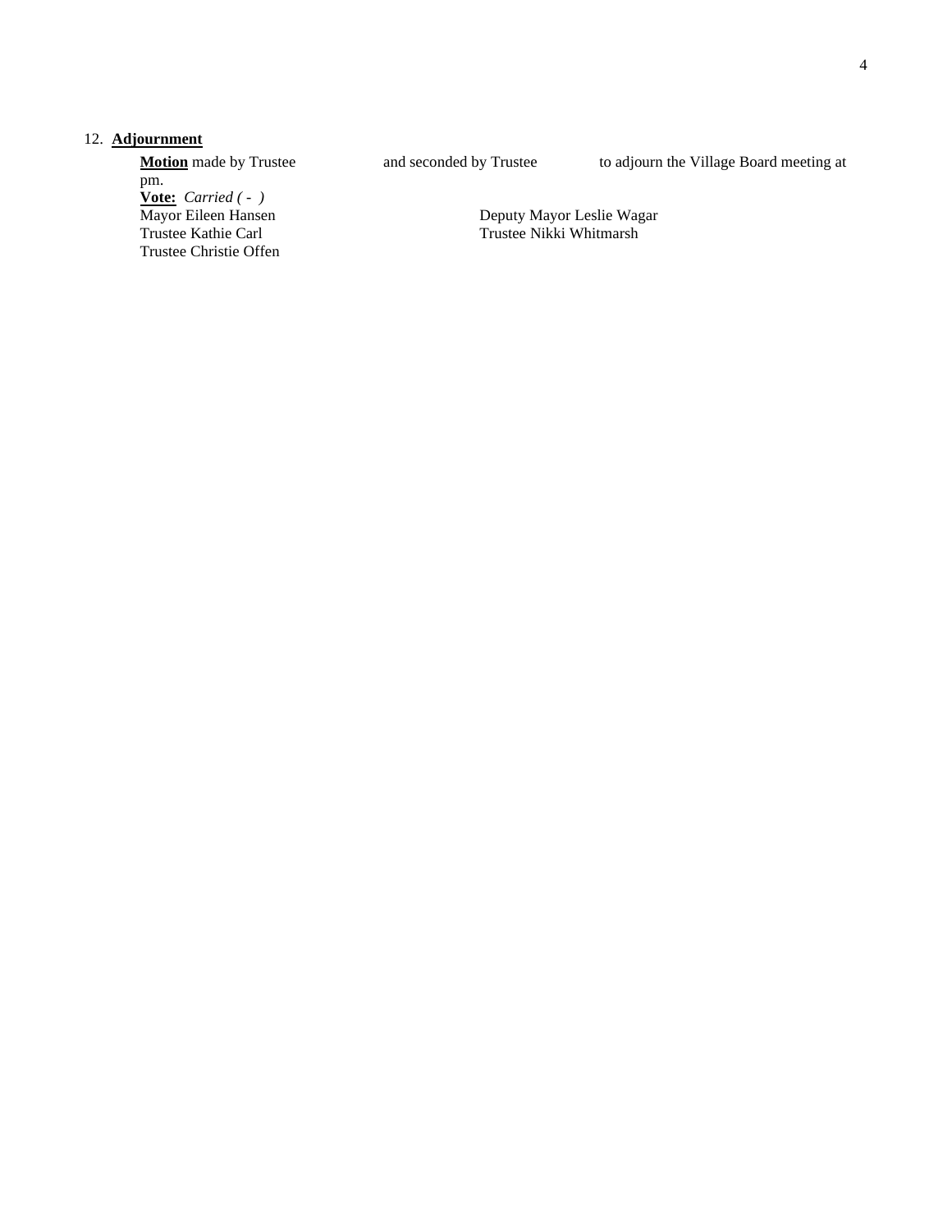12. **Adjournment**

**Motion** made by Trustee and seconded by Trustee to adjourn the Village Board meeting at pm.

**Vote:** *Carried ( - )*

Mayor Eileen Hansen
Deputy Mayor Leslie Wagar
Trustee Kathie Carl
Trustee Nikki Whitmarsh
Trustee Christie Offen